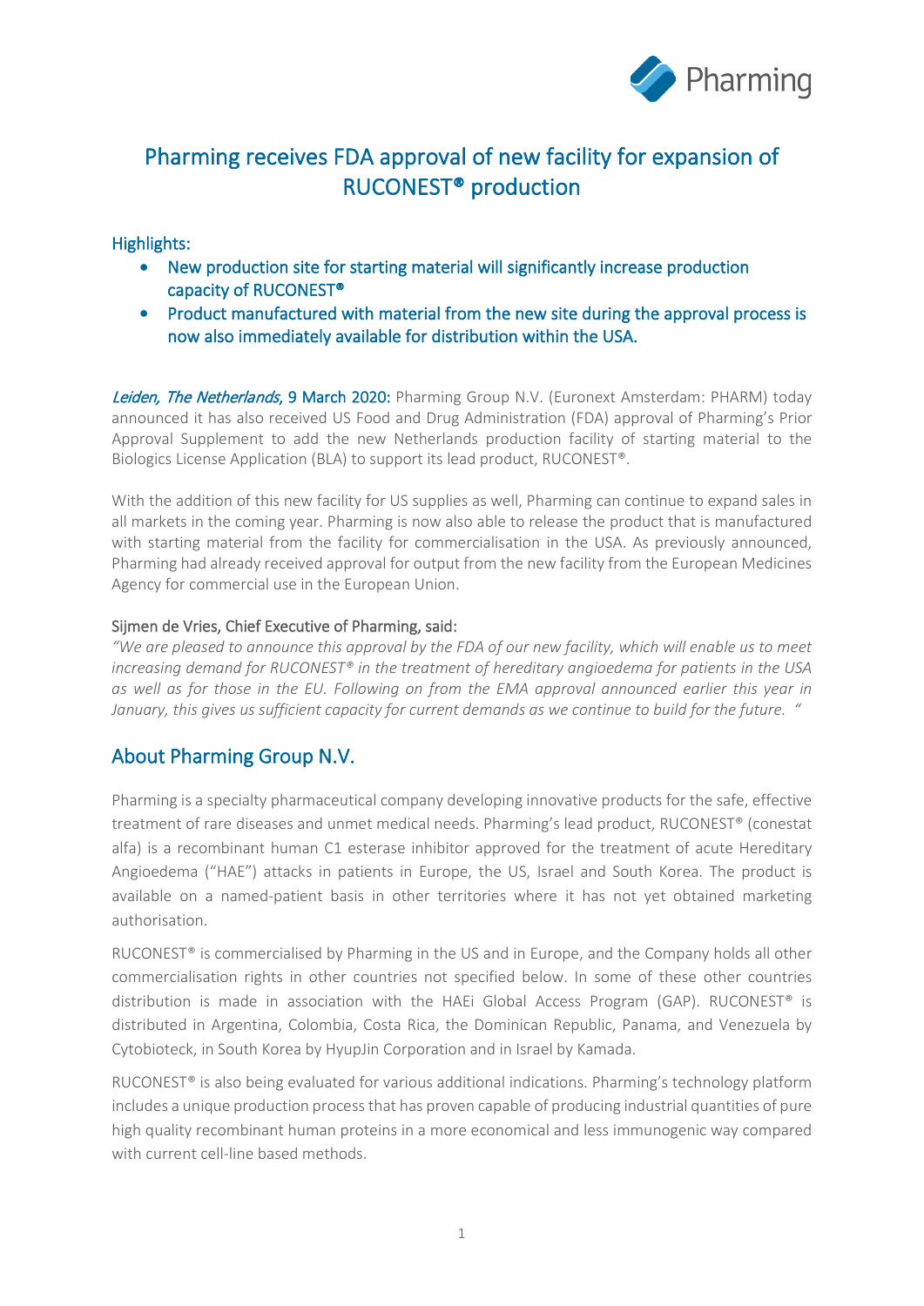# Pharming receives FDA approval of new facility for expansion of RUCONEST® production

## Highlights:

- New production site for starting material will significantly increase production capacity of RUCONEST®
- Product manufactured with material from the new site during the approval process is now also immediately available for distribution within the USA.

*Leiden, The Netherlands*, 9 March 2020: Pharming Group N.V. (Euronext Amsterdam: PHARM) today announced it has also received US Food and Drug Administration (FDA) approval of Pharming's Prior Approval Supplement to add the new Netherlands production facility of starting material to the Biologics License Application (BLA) to support its lead product, RUCONEST®.

With the addition of this new facility for US supplies as well, Pharming can continue to expand sales in all markets in the coming year. Pharming is now also able to release the product that is manufactured with starting material from the facility for commercialisation in the USA. As previously announced, Pharming had already received approval for output from the new facility from the European Medicines Agency for commercial use in the European Union.

Sijmen de Vries, Chief Executive of Pharming, said:

*"We are pleased to announce this approval by the FDA of our new facility, which will enable us to meet increasing demand for RUCONEST® in the treatment of hereditary angioedema for patients in the USA as well as for those in the EU. Following on from the EMA approval announced earlier this year in January, this gives us sufficient capacity for current demands as we continue to build for the future. "*

## About Pharming Group N.V.

Pharming is a specialty pharmaceutical company developing innovative products for the safe, effective treatment of rare diseases and unmet medical needs. Pharming's lead product, RUCONEST® (conestat alfa) is a recombinant human C1 esterase inhibitor approved for the treatment of acute Hereditary Angioedema ("HAE") attacks in patients in Europe, the US, Israel and South Korea. The product is available on a named-patient basis in other territories where it has not yet obtained marketing authorisation.

RUCONEST® is commercialised by Pharming in the US and in Europe, and the Company holds all other commercialisation rights in other countries not specified below. In some of these other countries distribution is made in association with the HAEi Global Access Program (GAP). RUCONEST® is distributed in Argentina, Colombia, Costa Rica, the Dominican Republic, Panama, and Venezuela by Cytobioteck, in South Korea by HyupJin Corporation and in Israel by Kamada.

RUCONEST® is also being evaluated for various additional indications. Pharming's technology platform includes a unique production process that has proven capable of producing industrial quantities of pure high quality recombinant human proteins in a more economical and less immunogenic way compared with current cell-line based methods.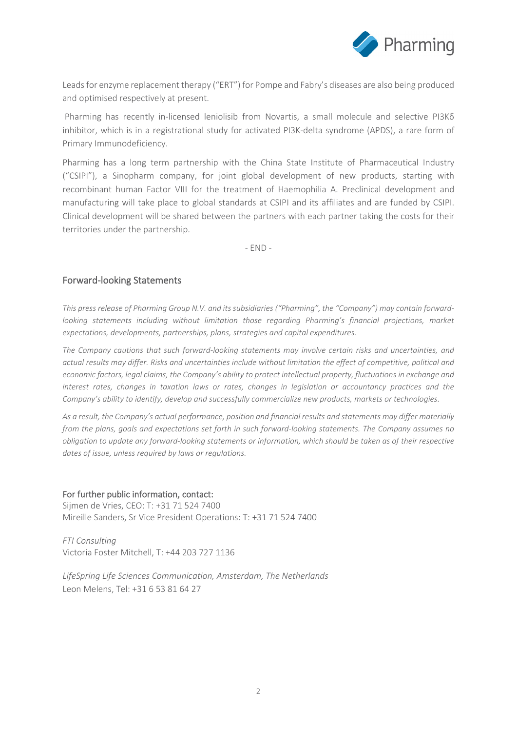Leads for enzyme replacement therapy ("ERT") for Pompe and Fabry's diseases are also being produced and optimised respectively at present.

Pharming has recently in-licensed leniolisib from Novartis, a small molecule and selective PI3Kδ inhibitor, which is in a registrational study for activated PI3K-delta syndrome (APDS), a rare form of Primary Immunodeficiency.

Pharming has a long term partnership with the China State Institute of Pharmaceutical Industry ("CSIPI"), a Sinopharm company, for joint global development of new products, starting with recombinant human Factor VIII for the treatment of Haemophilia A. Preclinical development and manufacturing will take place to global standards at CSIPI and its affiliates and are funded by CSIPI. Clinical development will be shared between the partners with each partner taking the costs for their territories under the partnership.

- END -

## Forward-looking Statements

*This press release of Pharming Group N.V. and its subsidiaries ("Pharming", the "Company") may contain forward-looking statements including without limitation those regarding Pharming's financial projections, market expectations, developments, partnerships, plans, strategies and capital expenditures.*

*The Company cautions that such forward-looking statements may involve certain risks and uncertainties, and actual results may differ. Risks and uncertainties include without limitation the effect of competitive, political and economic factors, legal claims, the Company's ability to protect intellectual property, fluctuations in exchange and interest rates, changes in taxation laws or rates, changes in legislation or accountancy practices and the Company's ability to identify, develop and successfully commercialize new products, markets or technologies.*

*As a result, the Company's actual performance, position and financial results and statements may differ materially from the plans, goals and expectations set forth in such forward-looking statements. The Company assumes no obligation to update any forward-looking statements or information, which should be taken as of their respective dates of issue, unless required by laws or regulations.*

**For further public information, contact:**
Sijmen de Vries, CEO: T: +31 71 524 7400
Mireille Sanders, Sr Vice President Operations: T: +31 71 524 7400

*FTI Consulting*
Victoria Foster Mitchell, T: +44 203 727 1136

*LifeSpring Life Sciences Communication, Amsterdam, The Netherlands*
Leon Melens, Tel: +31 6 53 81 64 27